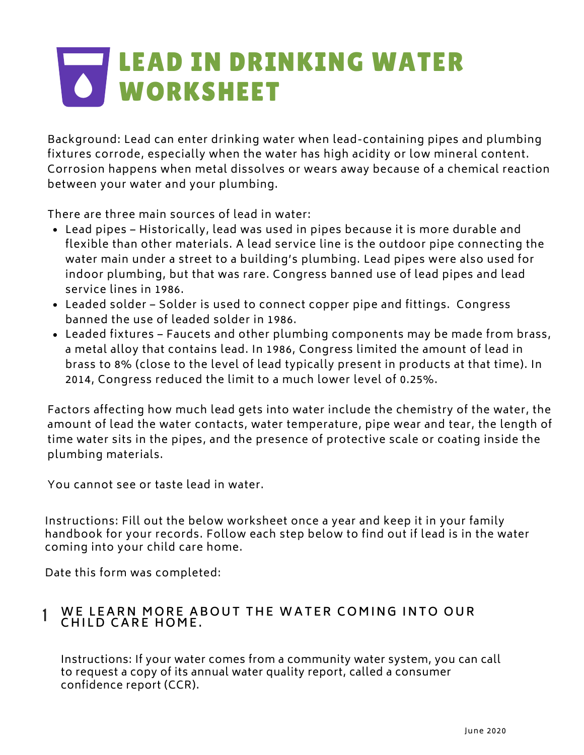# LEAD IN DRINKING WATER WORKSHEET

Background: Lead can enter drinking water when lead-containing pipes and plumbing fixtures corrode, especially when the water has high acidity or low mineral content. Corrosion happens when metal dissolves or wears away because of a chemical reaction between your water and your plumbing.

There are three main sources of lead in water:

- Lead pipes – Historically, lead was used in pipes because it is more durable and flexible than other materials. A lead service line is the outdoor pipe connecting the water main under a street to a building's plumbing. Lead pipes were also used for indoor plumbing, but that was rare. Congress banned use of lead pipes and lead service lines in 1986.
- Leaded solder – Solder is used to connect copper pipe and fittings. Congress banned the use of leaded solder in 1986.
- Leaded fixtures – Faucets and other plumbing components may be made from brass, a metal alloy that contains lead. In 1986, Congress limited the amount of lead in brass to 8% (close to the level of lead typically present in products at that time). In 2014, Congress reduced the limit to a much lower level of 0.25%.

Factors affecting how much lead gets into water include the chemistry of the water, the amount of lead the water contacts, water temperature, pipe wear and tear, the length of time water sits in the pipes, and the presence of protective scale or coating inside the plumbing materials.

You cannot see or taste lead in water.

Instructions: Fill out the below worksheet once a year and keep it in your family handbook for your records. Follow each step below to find out if lead is in the water coming into your child care home.

Date this form was completed:

## 1 WE LEARN MORE ABOUT THE WATER COMING INTO OUR CHILD CARE HOME.

Instructions: If your water comes from a community water system, you can call to request a copy of its annual water quality report, called a consumer confidence report (CCR).

June 2020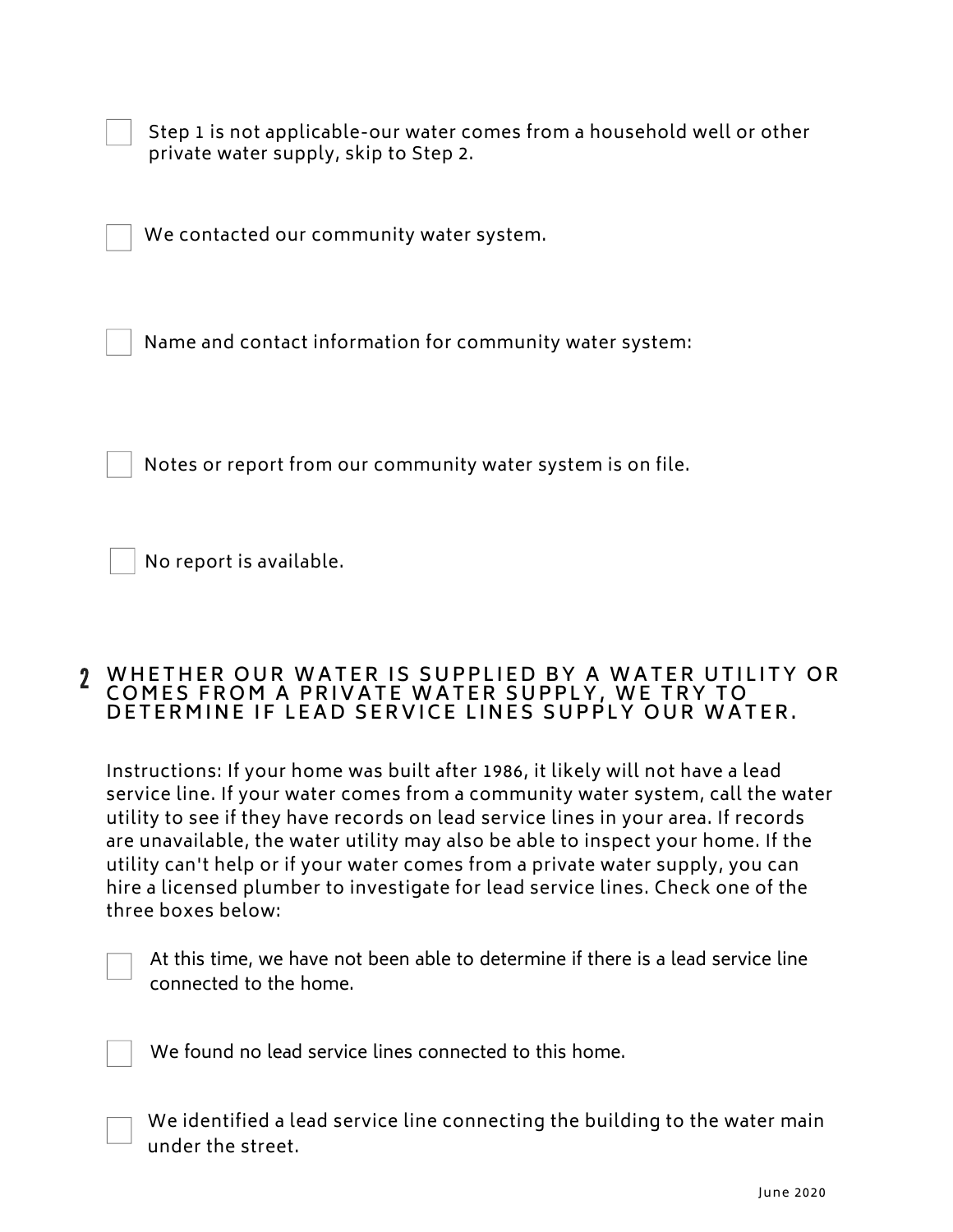- [ ] Step 1 is not applicable-our water comes from a household well or other private water supply, skip to Step 2.

- [ ] We contacted our community water system.

- [ ] Name and contact information for community water system:

- [ ] Notes or report from our community water system is on file.

- [ ] No report is available.

## 2 WHETHER OUR WATER IS SUPPLIED BY A WATER UTILITY OR COMES FROM A PRIVATE WATER SUPPLY, WE TRY TO DETERMINE IF LEAD SERVICE LINES SUPPLY OUR WATER.

Instructions: If your home was built after 1986, it likely will not have a lead service line. If your water comes from a community water system, call the water utility to see if they have records on lead service lines in your area. If records are unavailable, the water utility may also be able to inspect your home. If the utility can't help or if your water comes from a private water supply, you can hire a licensed plumber to investigate for lead service lines. Check one of the three boxes below:

- [ ] At this time, we have not been able to determine if there is a lead service line connected to the home.

- [ ] We found no lead service lines connected to this home.

- [ ] We identified a lead service line connecting the building to the water main under the street.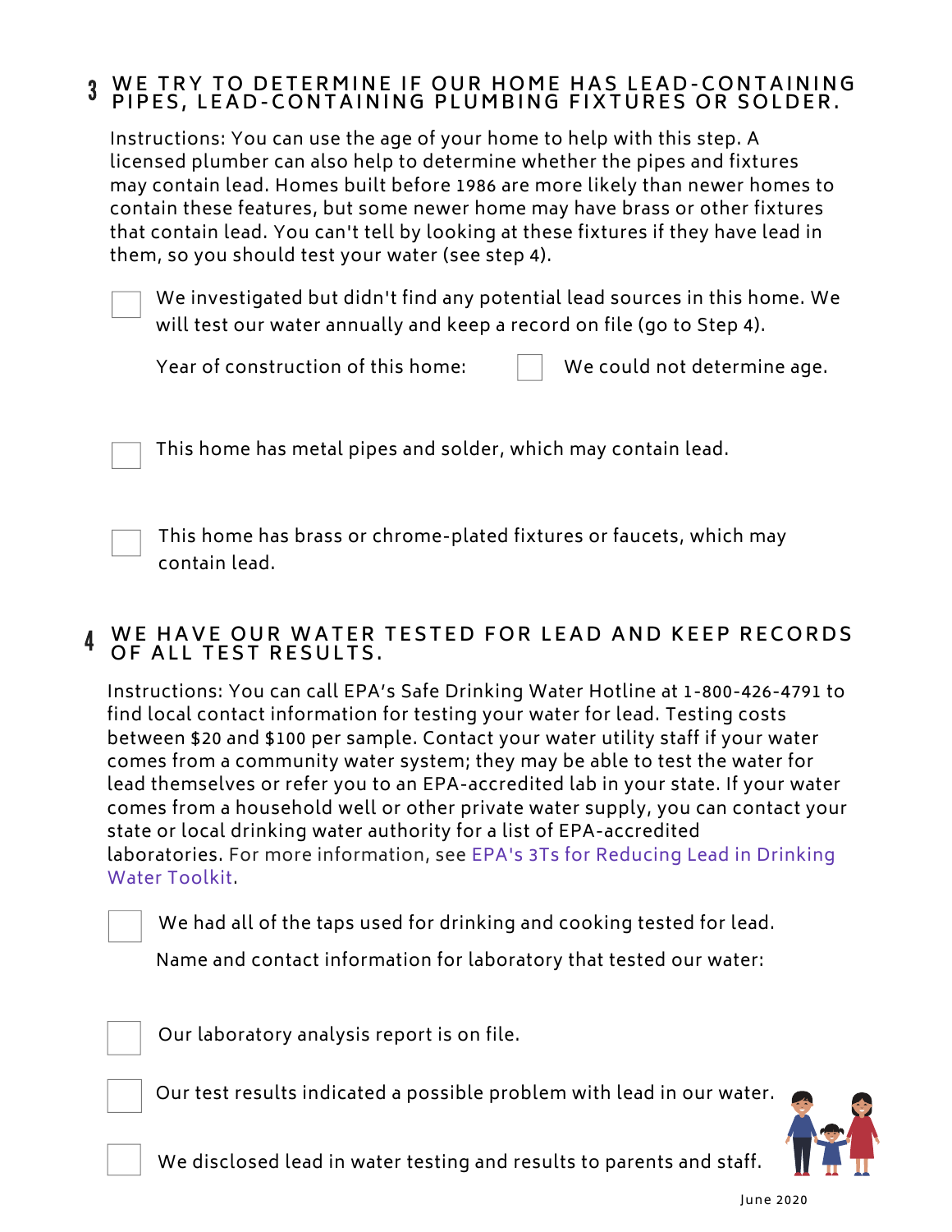## 3 WE TRY TO DETERMINE IF OUR HOME HAS LEAD-CONTAINING PIPES, LEAD-CONTAINING PLUMBING FIXTURES OR SOLDER.

Instructions: You can use the age of your home to help with this step. A licensed plumber can also help to determine whether the pipes and fixtures may contain lead. Homes built before 1986 are more likely than newer homes to contain these features, but some newer home may have brass or other fixtures that contain lead. You can't tell by looking at these fixtures if they have lead in them, so you should test your water (see step 4).

- [ ] We investigated but didn't find any potential lead sources in this home. We will test our water annually and keep a record on file (go to Step 4).

  Year of construction of this home:  - [ ] We could not determine age.

- [ ] This home has metal pipes and solder, which may contain lead.

- [ ] This home has brass or chrome-plated fixtures or faucets, which may contain lead.

## 4 WE HAVE OUR WATER TESTED FOR LEAD AND KEEP RECORDS OF ALL TEST RESULTS.

Instructions: You can call EPA's Safe Drinking Water Hotline at 1-800-426-4791 to find local contact information for testing your water for lead. Testing costs between $20 and $100 per sample. Contact your water utility staff if your water comes from a community water system; they may be able to test the water for lead themselves or refer you to an EPA-accredited lab in your state. If your water comes from a household well or other private water supply, you can contact your state or local drinking water authority for a list of EPA-accredited laboratories. For more information, see EPA's 3Ts for Reducing Lead in Drinking Water Toolkit.

- [ ] We had all of the taps used for drinking and cooking tested for lead.

  Name and contact information for laboratory that tested our water:

- [ ] Our laboratory analysis report is on file.

- [ ] Our test results indicated a possible problem with lead in our water.

- [ ] We disclosed lead in water testing and results to parents and staff.

June 2020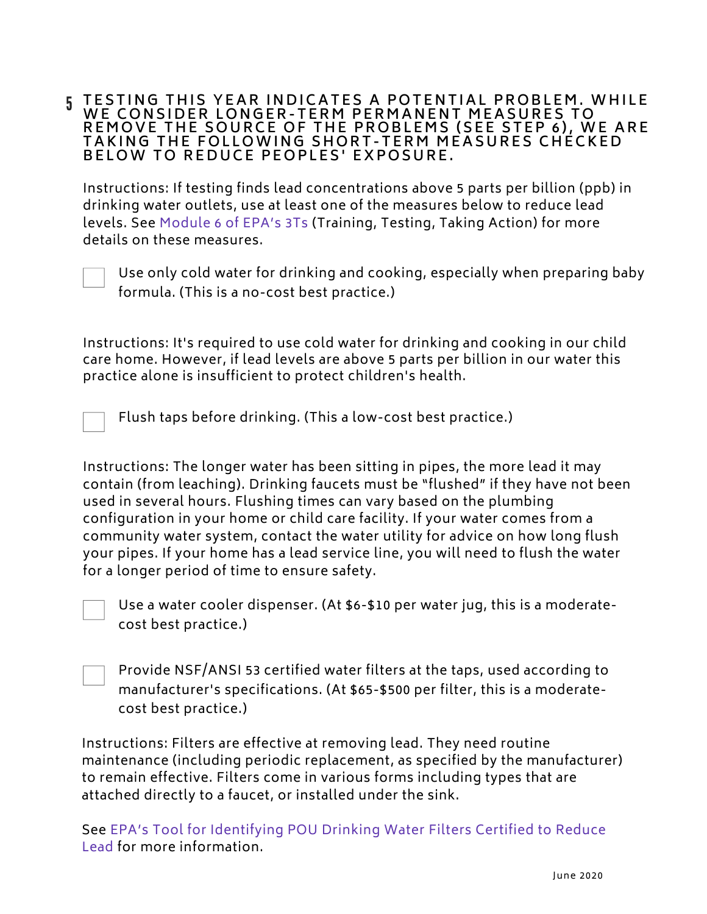## 5 TESTING THIS YEAR INDICATES A POTENTIAL PROBLEM. WHILE WE CONSIDER LONGER-TERM PERMANENT MEASURES TO REMOVE THE SOURCE OF THE PROBLEMS (SEE STEP 6), WE ARE TAKING THE FOLLOWING SHORT-TERM MEASURES CHECKED BELOW TO REDUCE PEOPLES' EXPOSURE.

Instructions: If testing finds lead concentrations above 5 parts per billion (ppb) in drinking water outlets, use at least one of the measures below to reduce lead levels. See Module 6 of EPA's 3Ts (Training, Testing, Taking Action) for more details on these measures.

- [ ] Use only cold water for drinking and cooking, especially when preparing baby formula. (This is a no-cost best practice.)

Instructions: It's required to use cold water for drinking and cooking in our child care home. However, if lead levels are above 5 parts per billion in our water this practice alone is insufficient to protect children's health.

- [ ] Flush taps before drinking. (This a low-cost best practice.)

Instructions: The longer water has been sitting in pipes, the more lead it may contain (from leaching). Drinking faucets must be "flushed" if they have not been used in several hours. Flushing times can vary based on the plumbing configuration in your home or child care facility. If your water comes from a community water system, contact the water utility for advice on how long flush your pipes. If your home has a lead service line, you will need to flush the water for a longer period of time to ensure safety.

- [ ] Use a water cooler dispenser. (At $6-$10 per water jug, this is a moderate-cost best practice.)

- [ ] Provide NSF/ANSI 53 certified water filters at the taps, used according to manufacturer's specifications. (At $65-$500 per filter, this is a moderate-cost best practice.)

Instructions: Filters are effective at removing lead. They need routine maintenance (including periodic replacement, as specified by the manufacturer) to remain effective. Filters come in various forms including types that are attached directly to a faucet, or installed under the sink.

See EPA's Tool for Identifying POU Drinking Water Filters Certified to Reduce Lead for more information.

June 2020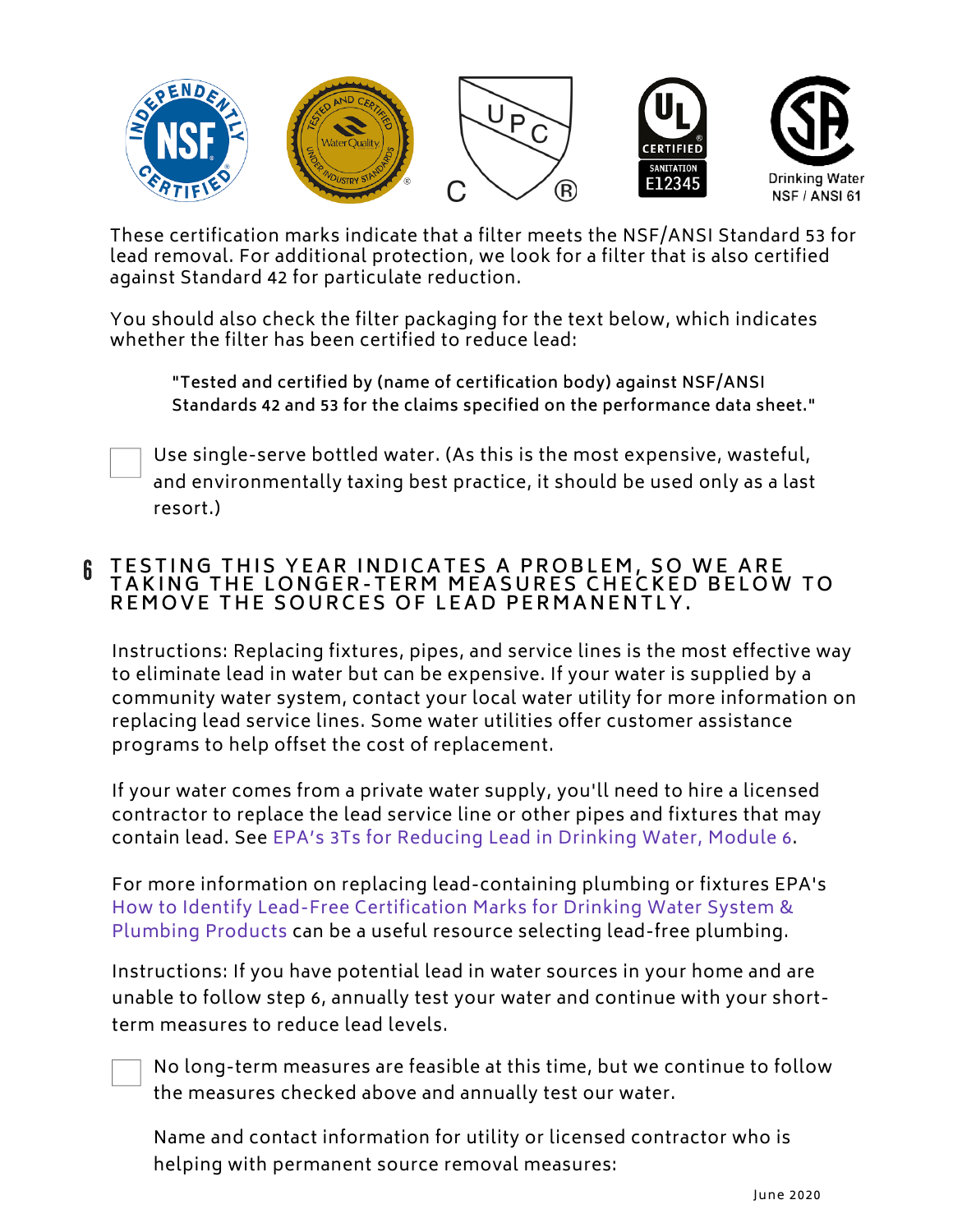These certification marks indicate that a filter meets the NSF/ANSI Standard 53 for lead removal. For additional protection, we look for a filter that is also certified against Standard 42 for particulate reduction.

You should also check the filter packaging for the text below, which indicates whether the filter has been certified to reduce lead:

> **"Tested and certified by (name of certification body) against NSF/ANSI Standards 42 and 53 for the claims specified on the performance data sheet."**

- [ ] Use single-serve bottled water. (As this is the most expensive, wasteful, and environmentally taxing best practice, it should be used only as a last resort.)

## 6 TESTING THIS YEAR INDICATES A PROBLEM, SO WE ARE TAKING THE LONGER-TERM MEASURES CHECKED BELOW TO REMOVE THE SOURCES OF LEAD PERMANENTLY.

Instructions: Replacing fixtures, pipes, and service lines is the most effective way to eliminate lead in water but can be expensive. If your water is supplied by a community water system, contact your local water utility for more information on replacing lead service lines. Some water utilities offer customer assistance programs to help offset the cost of replacement.

If your water comes from a private water supply, you'll need to hire a licensed contractor to replace the lead service line or other pipes and fixtures that may contain lead. See EPA's 3Ts for Reducing Lead in Drinking Water, Module 6.

For more information on replacing lead-containing plumbing or fixtures EPA's How to Identify Lead-Free Certification Marks for Drinking Water System & Plumbing Products can be a useful resource selecting lead-free plumbing.

Instructions: If you have potential lead in water sources in your home and are unable to follow step 6, annually test your water and continue with your short-term measures to reduce lead levels.

- [ ] No long-term measures are feasible at this time, but we continue to follow the measures checked above and annually test our water.

Name and contact information for utility or licensed contractor who is helping with permanent source removal measures: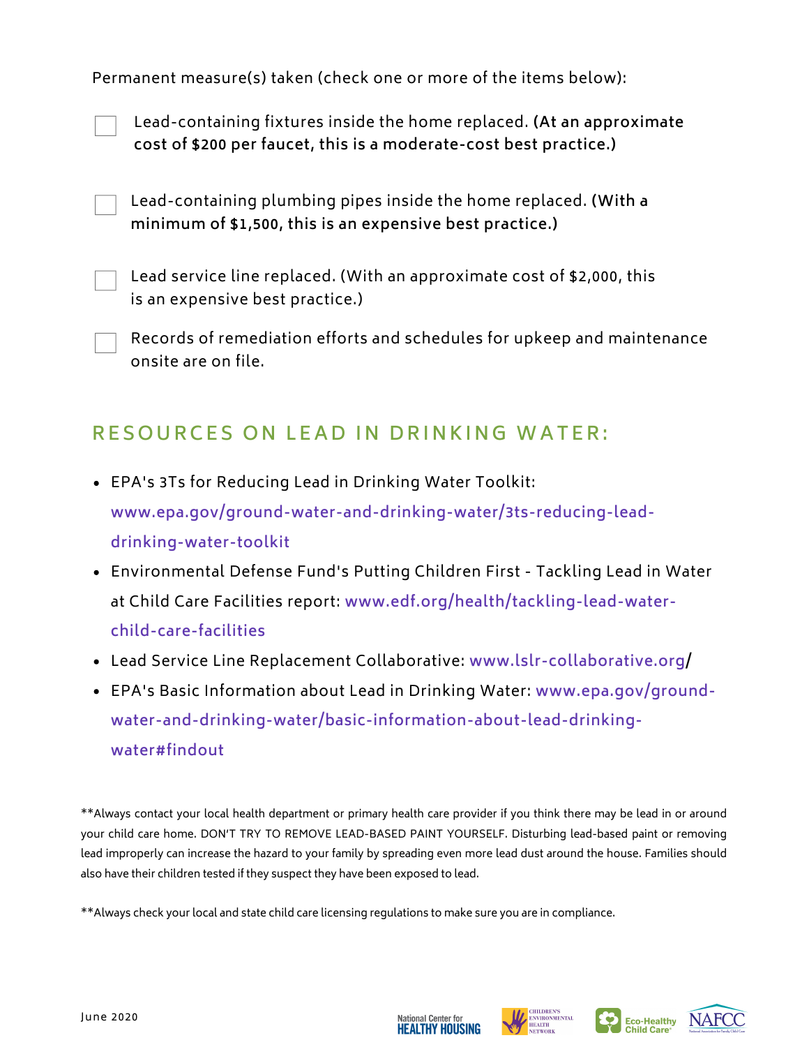Permanent measure(s) taken (check one or more of the items below):

- [ ] Lead-containing fixtures inside the home replaced. **(At an approximate cost of $200 per faucet, this is a moderate-cost best practice.)**
- [ ] Lead-containing plumbing pipes inside the home replaced. **(With a minimum of $1,500, this is an expensive best practice.)**
- [ ] Lead service line replaced. (With an approximate cost of $2,000, this is an expensive best practice.)
- [ ] Records of remediation efforts and schedules for upkeep and maintenance onsite are on file.

## RESOURCES ON LEAD IN DRINKING WATER:

- EPA's 3Ts for Reducing Lead in Drinking Water Toolkit: www.epa.gov/ground-water-and-drinking-water/3ts-reducing-lead-drinking-water-toolkit
- Environmental Defense Fund's Putting Children First - Tackling Lead in Water at Child Care Facilities report: www.edf.org/health/tackling-lead-water-child-care-facilities
- Lead Service Line Replacement Collaborative: www.lslr-collaborative.org/
- EPA's Basic Information about Lead in Drinking Water: www.epa.gov/ground-water-and-drinking-water/basic-information-about-lead-drinking-water#findout

**Always contact your local health department or primary health care provider if you think there may be lead in or around your child care home. DON'T TRY TO REMOVE LEAD-BASED PAINT YOURSELF. Disturbing lead-based paint or removing lead improperly can increase the hazard to your family by spreading even more lead dust around the house. Families should also have their children tested if they suspect they have been exposed to lead.

**Always check your local and state child care licensing regulations to make sure you are in compliance.

June 2020

National Center for HEALTHY HOUSING | CHILDREN'S ENVIRONMENTAL HEALTH NETWORK | Eco-Healthy Child Care | NAFCC